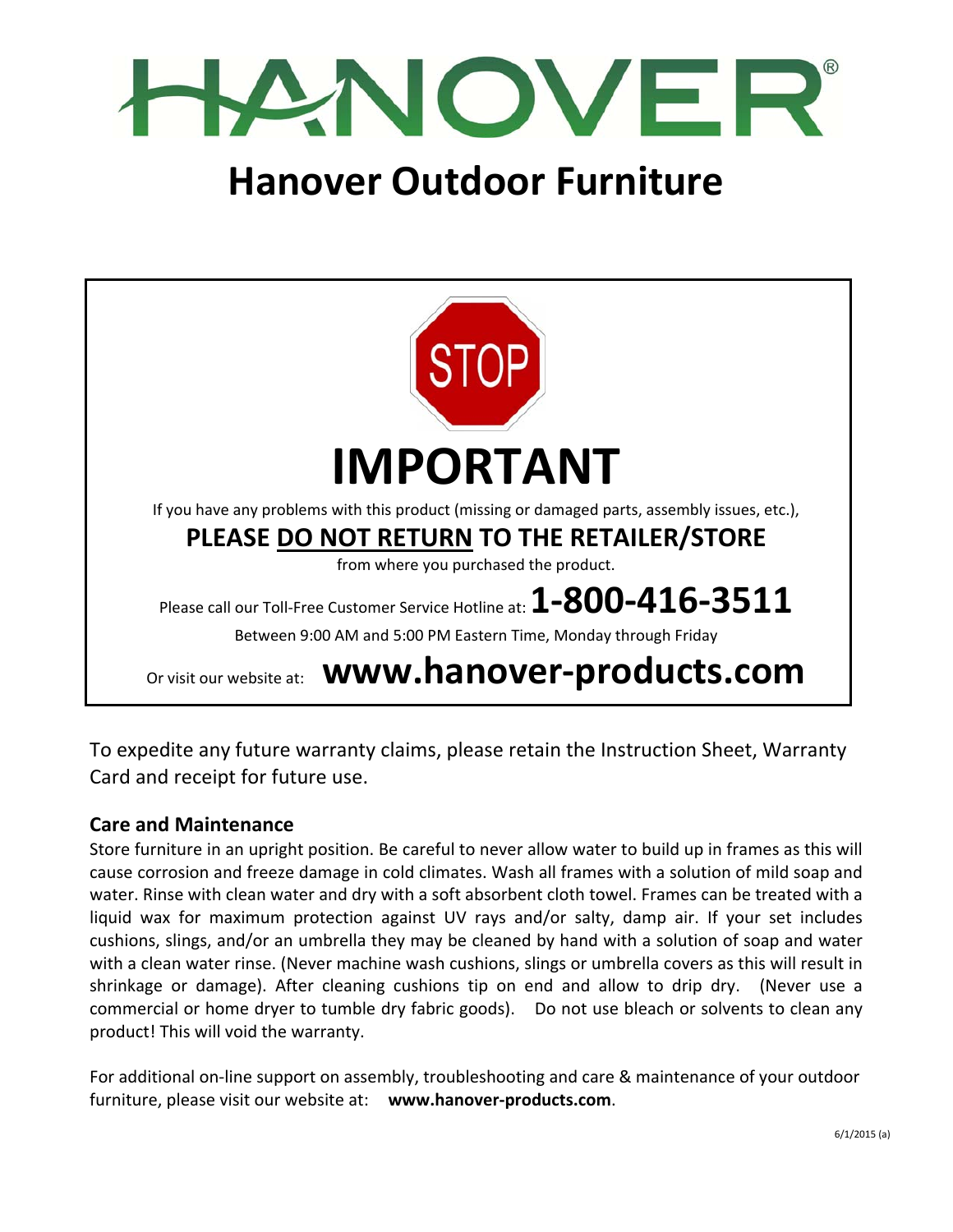# HANOVER®

## Hanover Outdoor Furniture

STOP

# IMPORTANT

If you have any problems with this product (missing or damaged parts, assembly issues, etc.),

**PLEASE DO NOT RETURN TO THE RETAILER/STORE**

from where you purchased the product.

Please call our Toll-Free Customer Service Hotline at: **1-800-416-3511**

Between 9:00 AM and 5:00 PM Eastern Time, Monday through Friday

Or visit our website at: **www.hanover-products.com**

To expedite any future warranty claims, please retain the Instruction Sheet, Warranty Card and receipt for future use.

**Care and Maintenance**

Store furniture in an upright position. Be careful to never allow water to build up in frames as this will cause corrosion and freeze damage in cold climates. Wash all frames with a solution of mild soap and water. Rinse with clean water and dry with a soft absorbent cloth towel. Frames can be treated with a liquid wax for maximum protection against UV rays and/or salty, damp air. If your set includes cushions, slings, and/or an umbrella they may be cleaned by hand with a solution of soap and water with a clean water rinse. (Never machine wash cushions, slings or umbrella covers as this will result in shrinkage or damage). After cleaning cushions tip on end and allow to drip dry. (Never use a commercial or home dryer to tumble dry fabric goods). Do not use bleach or solvents to clean any product! This will void the warranty.

For additional on-line support on assembly, troubleshooting and care & maintenance of your outdoor furniture, please visit our website at: **www.hanover-products.com**.

6/1/2015 (a)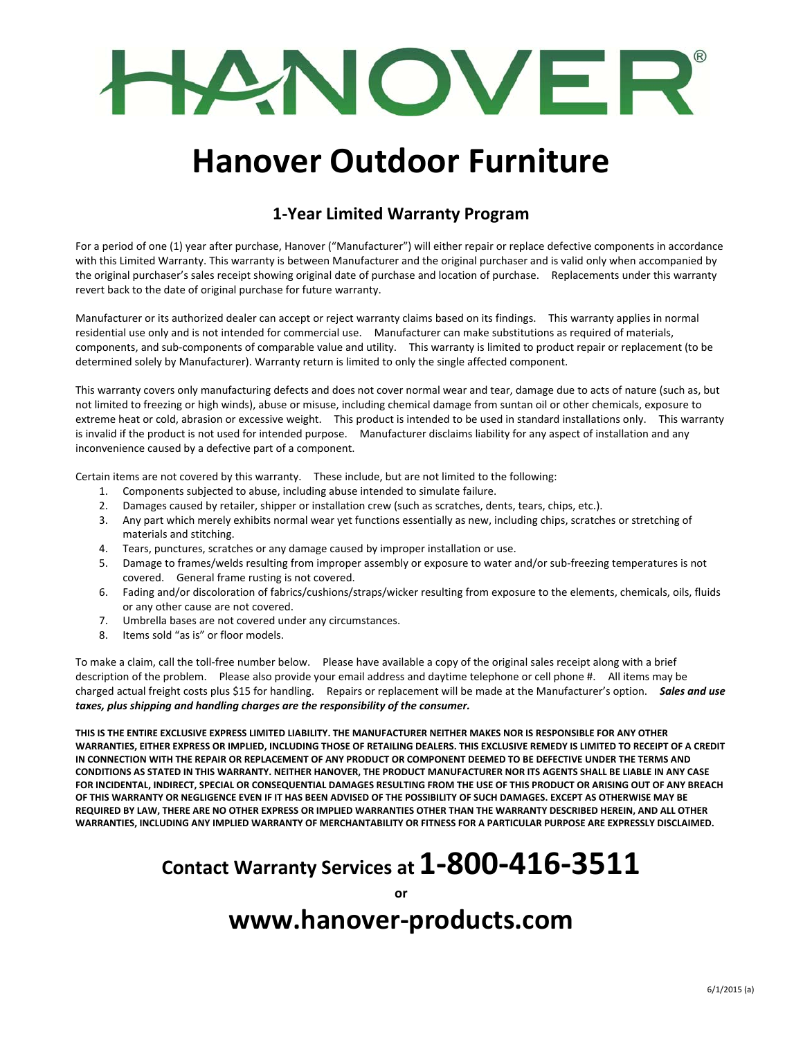# HANOVER®

# Hanover Outdoor Furniture

## 1-Year Limited Warranty Program

For a period of one (1) year after purchase, Hanover ("Manufacturer") will either repair or replace defective components in accordance with this Limited Warranty. This warranty is between Manufacturer and the original purchaser and is valid only when accompanied by the original purchaser's sales receipt showing original date of purchase and location of purchase. Replacements under this warranty revert back to the date of original purchase for future warranty.

Manufacturer or its authorized dealer can accept or reject warranty claims based on its findings. This warranty applies in normal residential use only and is not intended for commercial use. Manufacturer can make substitutions as required of materials, components, and sub-components of comparable value and utility. This warranty is limited to product repair or replacement (to be determined solely by Manufacturer). Warranty return is limited to only the single affected component.

This warranty covers only manufacturing defects and does not cover normal wear and tear, damage due to acts of nature (such as, but not limited to freezing or high winds), abuse or misuse, including chemical damage from suntan oil or other chemicals, exposure to extreme heat or cold, abrasion or excessive weight. This product is intended to be used in standard installations only. This warranty is invalid if the product is not used for intended purpose. Manufacturer disclaims liability for any aspect of installation and any inconvenience caused by a defective part of a component.

Certain items are not covered by this warranty. These include, but are not limited to the following:

1. Components subjected to abuse, including abuse intended to simulate failure.
2. Damages caused by retailer, shipper or installation crew (such as scratches, dents, tears, chips, etc.).
3. Any part which merely exhibits normal wear yet functions essentially as new, including chips, scratches or stretching of materials and stitching.
4. Tears, punctures, scratches or any damage caused by improper installation or use.
5. Damage to frames/welds resulting from improper assembly or exposure to water and/or sub-freezing temperatures is not covered. General frame rusting is not covered.
6. Fading and/or discoloration of fabrics/cushions/straps/wicker resulting from exposure to the elements, chemicals, oils, fluids or any other cause are not covered.
7. Umbrella bases are not covered under any circumstances.
8. Items sold "as is" or floor models.

To make a claim, call the toll-free number below. Please have available a copy of the original sales receipt along with a brief description of the problem. Please also provide your email address and daytime telephone or cell phone #. All items may be charged actual freight costs plus $15 for handling. Repairs or replacement will be made at the Manufacturer's option. ***Sales and use taxes, plus shipping and handling charges are the responsibility of the consumer.***

**THIS IS THE ENTIRE EXCLUSIVE EXPRESS LIMITED LIABILITY. THE MANUFACTURER NEITHER MAKES NOR IS RESPONSIBLE FOR ANY OTHER WARRANTIES, EITHER EXPRESS OR IMPLIED, INCLUDING THOSE OF RETAILING DEALERS. THIS EXCLUSIVE REMEDY IS LIMITED TO RECEIPT OF A CREDIT IN CONNECTION WITH THE REPAIR OR REPLACEMENT OF ANY PRODUCT OR COMPONENT DEEMED TO BE DEFECTIVE UNDER THE TERMS AND CONDITIONS AS STATED IN THIS WARRANTY. NEITHER HANOVER, THE PRODUCT MANUFACTURER NOR ITS AGENTS SHALL BE LIABLE IN ANY CASE FOR INCIDENTAL, INDIRECT, SPECIAL OR CONSEQUENTIAL DAMAGES RESULTING FROM THE USE OF THIS PRODUCT OR ARISING OUT OF ANY BREACH OF THIS WARRANTY OR NEGLIGENCE EVEN IF IT HAS BEEN ADVISED OF THE POSSIBILITY OF SUCH DAMAGES. EXCEPT AS OTHERWISE MAY BE REQUIRED BY LAW, THERE ARE NO OTHER EXPRESS OR IMPLIED WARRANTIES OTHER THAN THE WARRANTY DESCRIBED HEREIN, AND ALL OTHER WARRANTIES, INCLUDING ANY IMPLIED WARRANTY OF MERCHANTABILITY OR FITNESS FOR A PARTICULAR PURPOSE ARE EXPRESSLY DISCLAIMED.**

## Contact Warranty Services at 1-800-416-3511

**or**

## www.hanover-products.com

6/1/2015 (a)